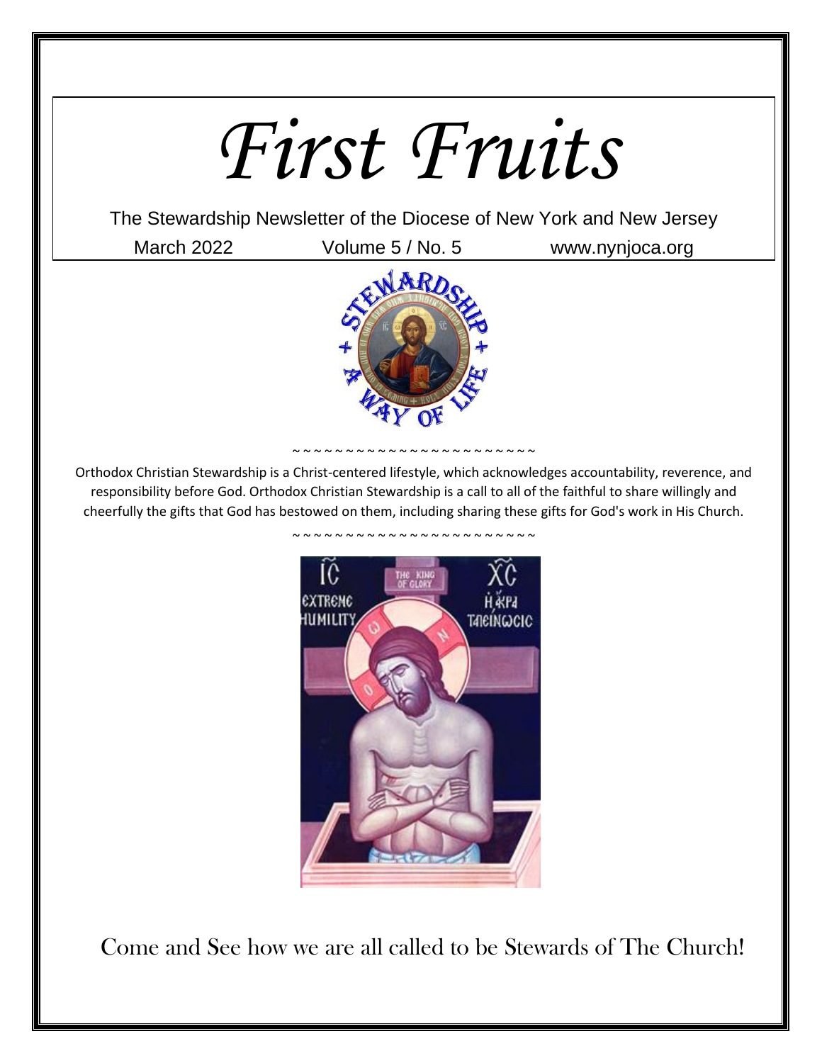# *First Fruits*

The Stewardship Newsletter of the Diocese of New York and New Jersey

March 2022 Volume 5 / No. 5 www.nynjoca.org

~~~~~~~~~~~~~~~~~~~~~~~~

Orthodox Christian Stewardship is a Christ-centered lifestyle, which acknowledges accountability, reverence, and responsibility before God. Orthodox Christian Stewardship is a call to all of the faithful to share willingly and cheerfully the gifts that God has bestowed on them, including sharing these gifts for God's work in His Church.

~~~~~~~~~~~~~~~~~~~~~~~~

Come and See how we are all called to be Stewards of The Church!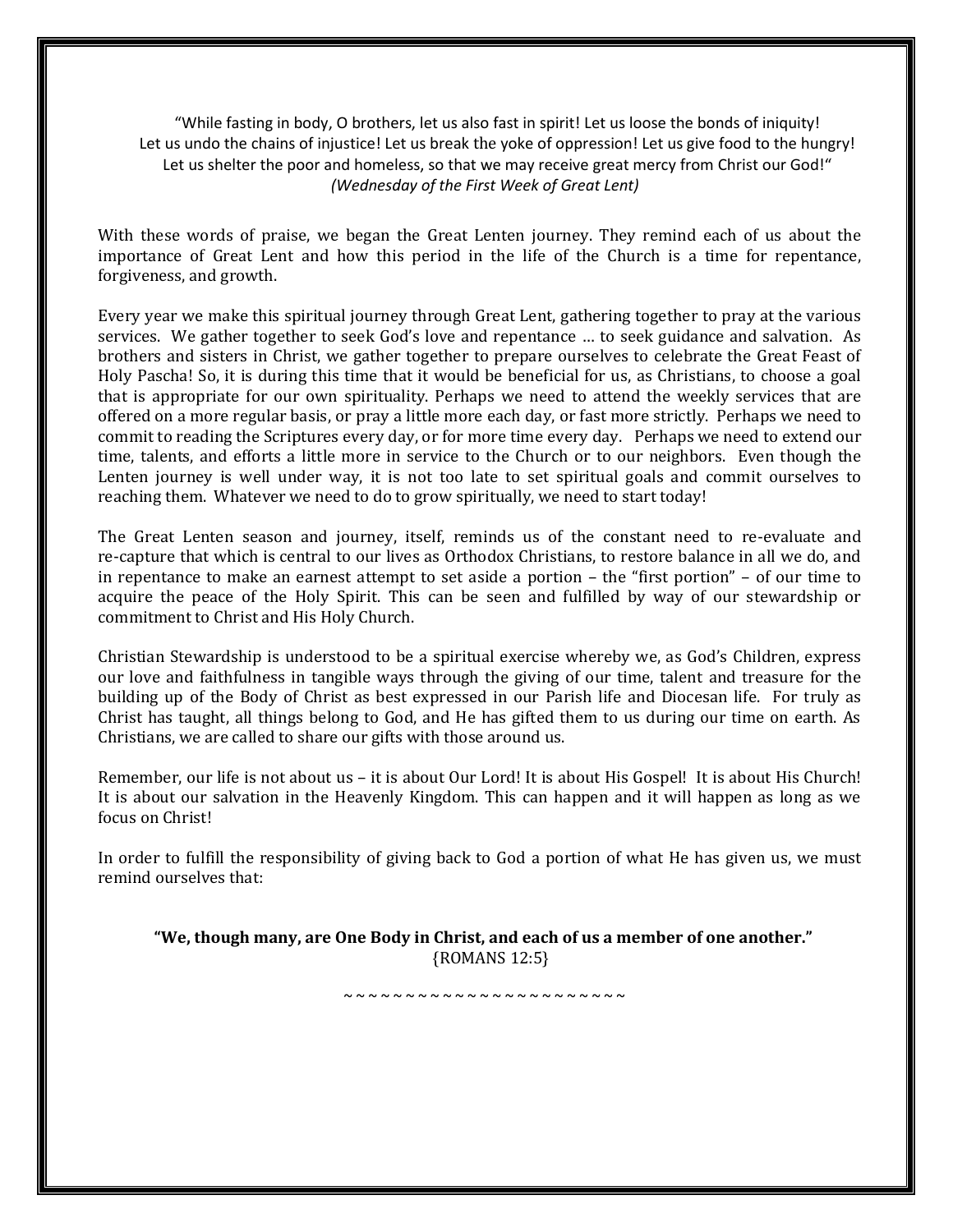"While fasting in body, O brothers, let us also fast in spirit! Let us loose the bonds of iniquity! Let us undo the chains of injustice! Let us break the yoke of oppression! Let us give food to the hungry! Let us shelter the poor and homeless, so that we may receive great mercy from Christ our God!"
*(Wednesday of the First Week of Great Lent)*

With these words of praise, we began the Great Lenten journey. They remind each of us about the importance of Great Lent and how this period in the life of the Church is a time for repentance, forgiveness, and growth.

Every year we make this spiritual journey through Great Lent, gathering together to pray at the various services. We gather together to seek God's love and repentance … to seek guidance and salvation. As brothers and sisters in Christ, we gather together to prepare ourselves to celebrate the Great Feast of Holy Pascha! So, it is during this time that it would be beneficial for us, as Christians, to choose a goal that is appropriate for our own spirituality. Perhaps we need to attend the weekly services that are offered on a more regular basis, or pray a little more each day, or fast more strictly. Perhaps we need to commit to reading the Scriptures every day, or for more time every day. Perhaps we need to extend our time, talents, and efforts a little more in service to the Church or to our neighbors. Even though the Lenten journey is well under way, it is not too late to set spiritual goals and commit ourselves to reaching them. Whatever we need to do to grow spiritually, we need to start today!

The Great Lenten season and journey, itself, reminds us of the constant need to re-evaluate and re-capture that which is central to our lives as Orthodox Christians, to restore balance in all we do, and in repentance to make an earnest attempt to set aside a portion – the "first portion" – of our time to acquire the peace of the Holy Spirit. This can be seen and fulfilled by way of our stewardship or commitment to Christ and His Holy Church.

Christian Stewardship is understood to be a spiritual exercise whereby we, as God's Children, express our love and faithfulness in tangible ways through the giving of our time, talent and treasure for the building up of the Body of Christ as best expressed in our Parish life and Diocesan life. For truly as Christ has taught, all things belong to God, and He has gifted them to us during our time on earth. As Christians, we are called to share our gifts with those around us.

Remember, our life is not about us – it is about Our Lord! It is about His Gospel! It is about His Church! It is about our salvation in the Heavenly Kingdom. This can happen and it will happen as long as we focus on Christ!

In order to fulfill the responsibility of giving back to God a portion of what He has given us, we must remind ourselves that:

**"We, though many, are One Body in Christ, and each of us a member of one another."**
{ROMANS 12:5}

~ ~ ~ ~ ~ ~ ~ ~ ~ ~ ~ ~ ~ ~ ~ ~ ~ ~ ~ ~ ~ ~ ~ ~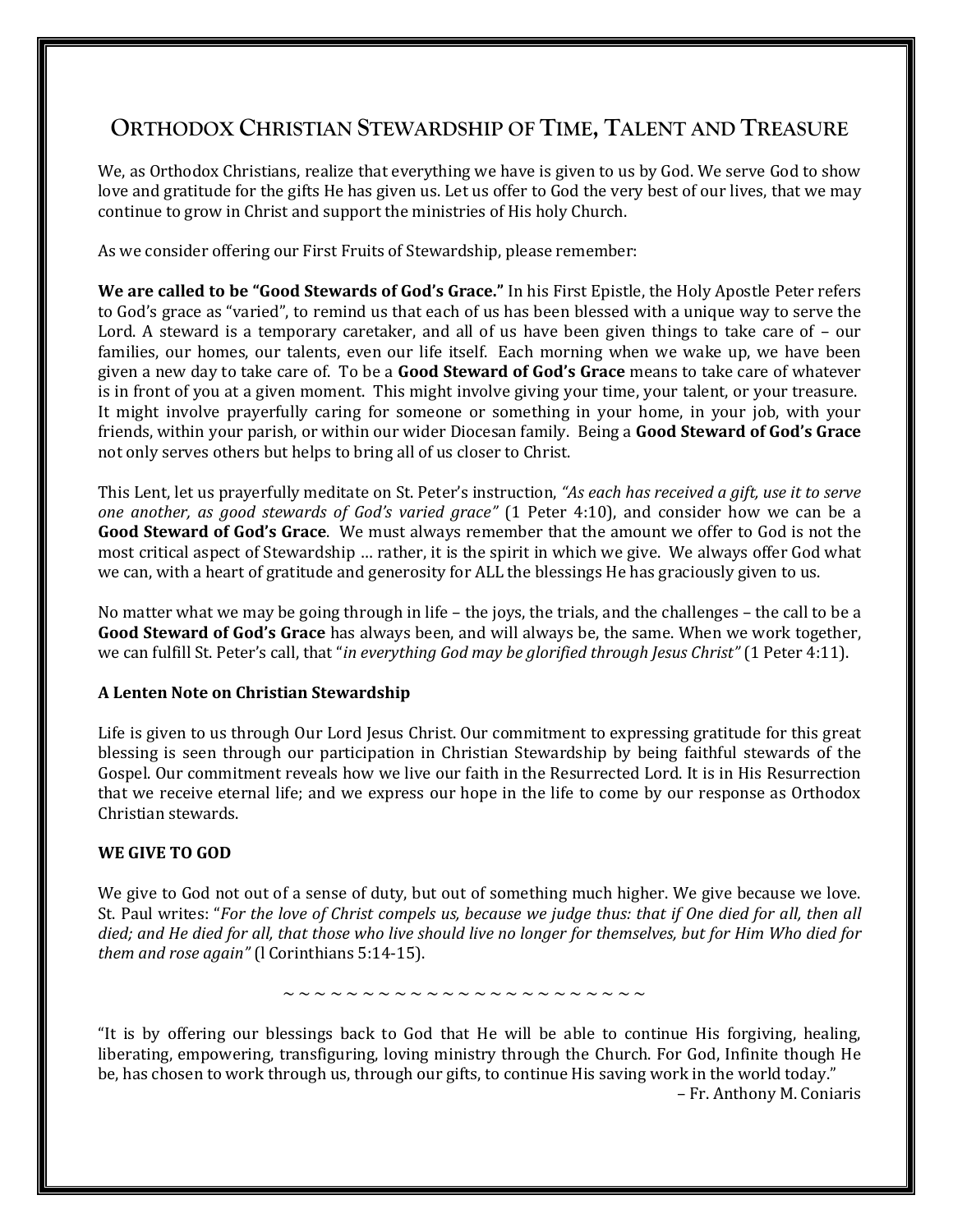# Orthodox Christian Stewardship of Time, Talent and Treasure

We, as Orthodox Christians, realize that everything we have is given to us by God. We serve God to show love and gratitude for the gifts He has given us. Let us offer to God the very best of our lives, that we may continue to grow in Christ and support the ministries of His holy Church.

As we consider offering our First Fruits of Stewardship, please remember:

**We are called to be "Good Stewards of God's Grace."** In his First Epistle, the Holy Apostle Peter refers to God's grace as "varied", to remind us that each of us has been blessed with a unique way to serve the Lord. A steward is a temporary caretaker, and all of us have been given things to take care of – our families, our homes, our talents, even our life itself. Each morning when we wake up, we have been given a new day to take care of. To be a **Good Steward of God's Grace** means to take care of whatever is in front of you at a given moment. This might involve giving your time, your talent, or your treasure. It might involve prayerfully caring for someone or something in your home, in your job, with your friends, within your parish, or within our wider Diocesan family. Being a **Good Steward of God's Grace** not only serves others but helps to bring all of us closer to Christ.

This Lent, let us prayerfully meditate on St. Peter's instruction, *"As each has received a gift, use it to serve one another, as good stewards of God's varied grace"* (1 Peter 4:10), and consider how we can be a **Good Steward of God's Grace**. We must always remember that the amount we offer to God is not the most critical aspect of Stewardship … rather, it is the spirit in which we give. We always offer God what we can, with a heart of gratitude and generosity for ALL the blessings He has graciously given to us.

No matter what we may be going through in life – the joys, the trials, and the challenges – the call to be a **Good Steward of God's Grace** has always been, and will always be, the same. When we work together, we can fulfill St. Peter's call, that "*in everything God may be glorified through Jesus Christ"* (1 Peter 4:11).

**A Lenten Note on Christian Stewardship**

Life is given to us through Our Lord Jesus Christ. Our commitment to expressing gratitude for this great blessing is seen through our participation in Christian Stewardship by being faithful stewards of the Gospel. Our commitment reveals how we live our faith in the Resurrected Lord. It is in His Resurrection that we receive eternal life; and we express our hope in the life to come by our response as Orthodox Christian stewards.

**WE GIVE TO GOD**

We give to God not out of a sense of duty, but out of something much higher. We give because we love. St. Paul writes: "*For the love of Christ compels us, because we judge thus: that if One died for all, then all died; and He died for all, that those who live should live no longer for themselves, but for Him Who died for them and rose again"* (l Corinthians 5:14-15).

~ ~ ~ ~ ~ ~ ~ ~ ~ ~ ~ ~ ~ ~ ~ ~ ~ ~ ~ ~ ~ ~ ~ ~ ~

"It is by offering our blessings back to God that He will be able to continue His forgiving, healing, liberating, empowering, transfiguring, loving ministry through the Church. For God, Infinite though He be, has chosen to work through us, through our gifts, to continue His saving work in the world today."

– Fr. Anthony M. Coniaris